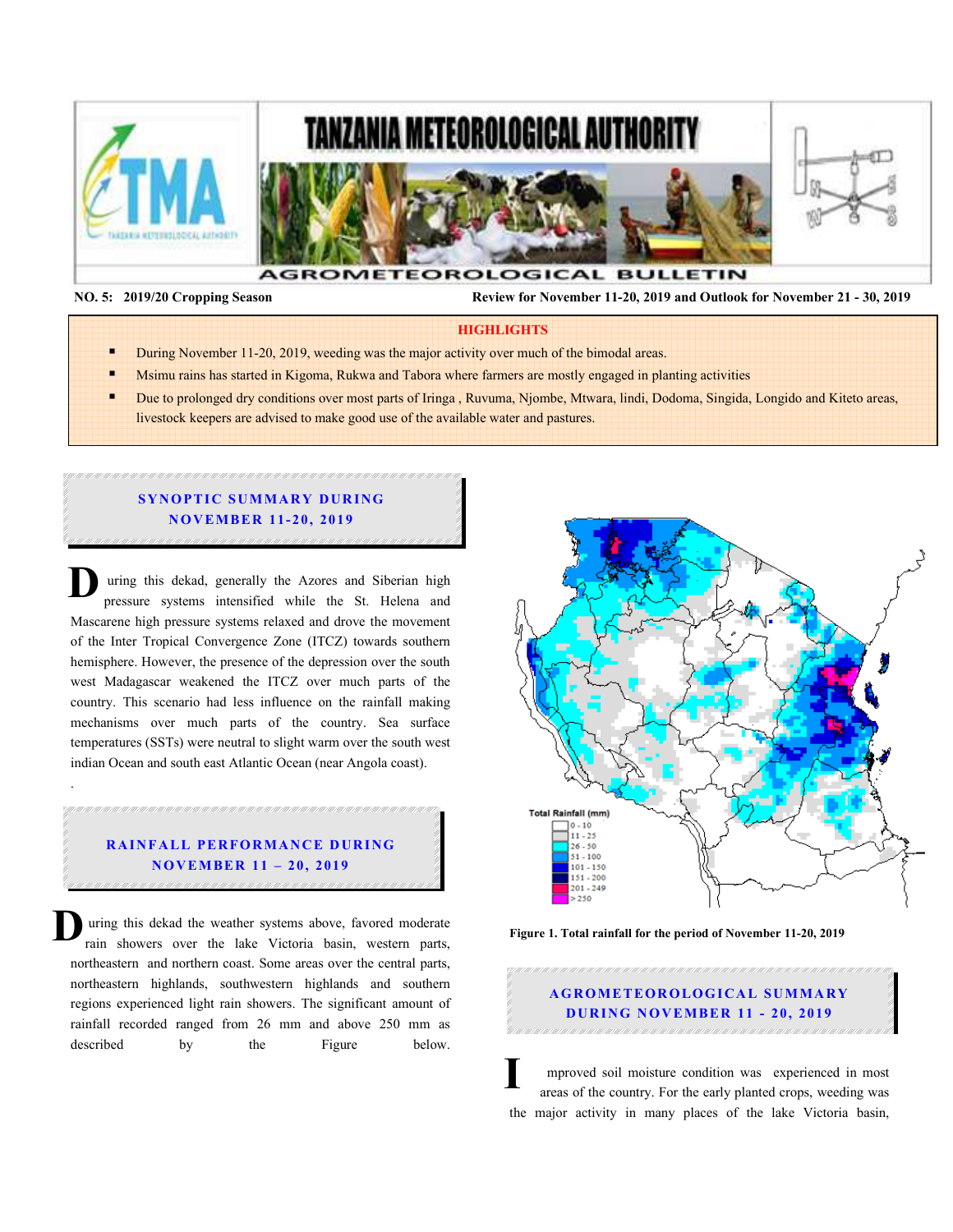# TANZANIA METEOROLOGICAL AUTHORITY

## AGROMETEOROLOGICAL BULLETIN

**NO. 5: 2019/20 Cropping Season** **Review for November 11-20, 2019 and Outlook for November 21 - 30, 2019**

**HIGHLIGHTS**

- During November 11-20, 2019, weeding was the major activity over much of the bimodal areas.
- Msimu rains has started in Kigoma, Rukwa and Tabora where farmers are mostly engaged in planting activities
- Due to prolonged dry conditions over most parts of Iringa , Ruvuma, Njombe, Mtwara, lindi, Dodoma, Singida, Longido and Kiteto areas, livestock keepers are advised to make good use of the available water and pastures.

## SYNOPTIC SUMMARY DURING NOVEMBER 11-20, 2019

During this dekad, generally the Azores and Siberian high pressure systems intensified while the St. Helena and Mascarene high pressure systems relaxed and drove the movement of the Inter Tropical Convergence Zone (ITCZ) towards southern hemisphere. However, the presence of the depression over the south west Madagascar weakened the ITCZ over much parts of the country. This scenario had less influence on the rainfall making mechanisms over much parts of the country. Sea surface temperatures (SSTs) were neutral to slight warm over the south west indian Ocean and south east Atlantic Ocean (near Angola coast).

.

## RAINFALL PERFORMANCE DURING NOVEMBER 11 – 20, 2019

During this dekad the weather systems above, favored moderate rain showers over the lake Victoria basin, western parts, northeastern and northern coast. Some areas over the central parts, northeastern highlands, southwestern highlands and southern regions experienced light rain showers. The significant amount of rainfall recorded ranged from 26 mm and above 250 mm as described by the Figure below.

Total Rainfall (mm): 0 - 10, 11 - 25, 26 - 50, 51 - 100, 101 - 150, 151 - 200, 201 - 249, > 250

**Figure 1. Total rainfall for the period of November 11-20, 2019**

## AGROMETEOROLOGICAL SUMMARY DURING NOVEMBER 11 - 20, 2019

Improved soil moisture condition was experienced in most areas of the country. For the early planted crops, weeding was the major activity in many places of the lake Victoria basin,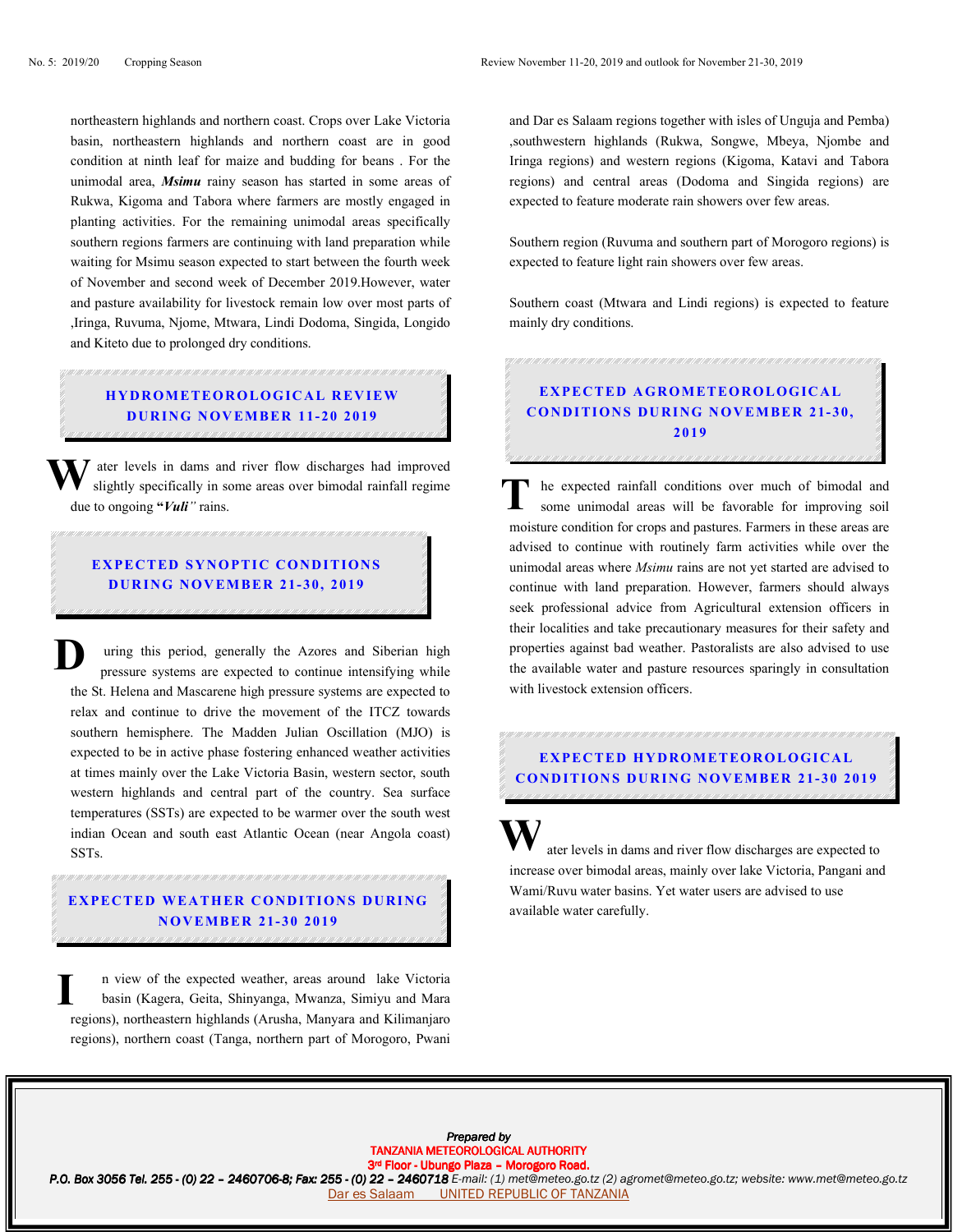northeastern highlands and northern coast. Crops over Lake Victoria basin, northeastern highlands and northern coast are in good condition at ninth leaf for maize and budding for beans . For the unimodal area, ***Msimu*** rainy season has started in some areas of Rukwa, Kigoma and Tabora where farmers are mostly engaged in planting activities. For the remaining unimodal areas specifically southern regions farmers are continuing with land preparation while waiting for Msimu season expected to start between the fourth week of November and second week of December 2019.However, water and pasture availability for livestock remain low over most parts of ,Iringa, Ruvuma, Njome, Mtwara, Lindi Dodoma, Singida, Longido and Kiteto due to prolonged dry conditions.

## HYDROMETEOROLOGICAL REVIEW DURING NOVEMBER 11-20 2019

Water levels in dams and river flow discharges had improved slightly specifically in some areas over bimodal rainfall regime due to ongoing **"*Vuli*"** rains.

## EXPECTED SYNOPTIC CONDITIONS DURING NOVEMBER 21-30, 2019

During this period, generally the Azores and Siberian high pressure systems are expected to continue intensifying while the St. Helena and Mascarene high pressure systems are expected to relax and continue to drive the movement of the ITCZ towards southern hemisphere. The Madden Julian Oscillation (MJO) is expected to be in active phase fostering enhanced weather activities at times mainly over the Lake Victoria Basin, western sector, south western highlands and central part of the country. Sea surface temperatures (SSTs) are expected to be warmer over the south west indian Ocean and south east Atlantic Ocean (near Angola coast) SSTs.

## EXPECTED WEATHER CONDITIONS DURING NOVEMBER 21-30 2019

In view of the expected weather, areas around lake Victoria basin (Kagera, Geita, Shinyanga, Mwanza, Simiyu and Mara regions), northeastern highlands (Arusha, Manyara and Kilimanjaro regions), northern coast (Tanga, northern part of Morogoro, Pwani and Dar es Salaam regions together with isles of Unguja and Pemba) ,southwestern highlands (Rukwa, Songwe, Mbeya, Njombe and Iringa regions) and western regions (Kigoma, Katavi and Tabora regions) and central areas (Dodoma and Singida regions) are expected to feature moderate rain showers over few areas.

Southern region (Ruvuma and southern part of Morogoro regions) is expected to feature light rain showers over few areas.

Southern coast (Mtwara and Lindi regions) is expected to feature mainly dry conditions.

## EXPECTED AGROMETEOROLOGICAL CONDITIONS DURING NOVEMBER 21-30, 2019

The expected rainfall conditions over much of bimodal and some unimodal areas will be favorable for improving soil moisture condition for crops and pastures. Farmers in these areas are advised to continue with routinely farm activities while over the unimodal areas where *Msimu* rains are not yet started are advised to continue with land preparation. However, farmers should always seek professional advice from Agricultural extension officers in their localities and take precautionary measures for their safety and properties against bad weather. Pastoralists are also advised to use the available water and pasture resources sparingly in consultation with livestock extension officers.

## EXPECTED HYDROMETEOROLOGICAL CONDITIONS DURING NOVEMBER 21-30 2019

Water levels in dams and river flow discharges are expected to increase over bimodal areas, mainly over lake Victoria, Pangani and Wami/Ruvu water basins. Yet water users are advised to use available water carefully.

*Prepared by*

**TANZANIA METEOROLOGICAL AUTHORITY**

**3rd Floor - Ubungo Plaza – Morogoro Road.**

***P.O. Box 3056 Tel. 255 - (0) 22 – 2460706-8; Fax: 255 - (0) 22 – 2460718*** *E-mail: (1) met@meteo.go.tz (2) agromet@meteo.go.tz; website: www.met@meteo.go.tz*

Dar es Salaam UNITED REPUBLIC OF TANZANIA